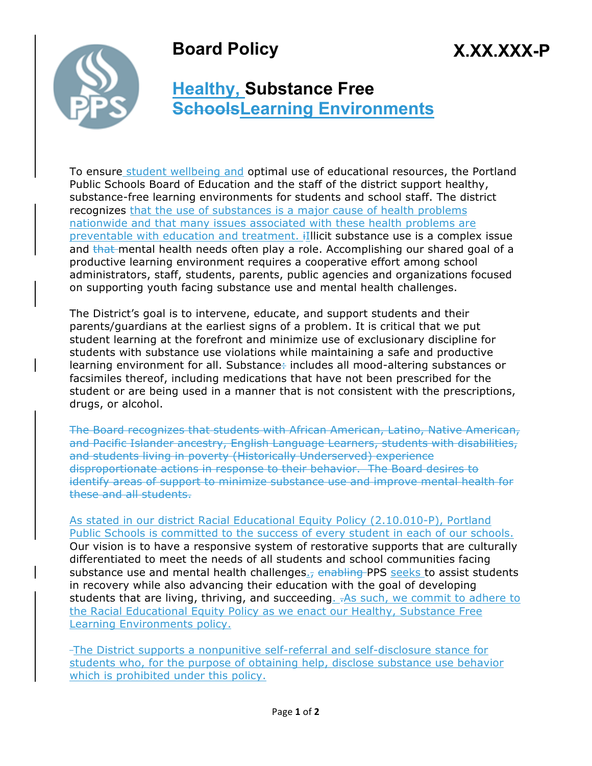# Board Policy

X.XX.XXX-P

## Healthy, Substance Free ~~Schools~~Learning Environments

To ensure student wellbeing and optimal use of educational resources, the Portland Public Schools Board of Education and the staff of the district support healthy, substance-free learning environments for students and school staff. The district recognizes that the use of substances is a major cause of health problems nationwide and that many issues associated with these health problems are preventable with education and treatment. ~~i~~Illicit substance use is a complex issue and ~~that~~ mental health needs often play a role. Accomplishing our shared goal of a productive learning environment requires a cooperative effort among school administrators, staff, students, parents, public agencies and organizations focused on supporting youth facing substance use and mental health challenges.

The District's goal is to intervene, educate, and support students and their parents/guardians at the earliest signs of a problem. It is critical that we put student learning at the forefront and minimize use of exclusionary discipline for students with substance use violations while maintaining a safe and productive learning environment for all. Substance~~:~~ includes all mood-altering substances or facsimiles thereof, including medications that have not been prescribed for the student or are being used in a manner that is not consistent with the prescriptions, drugs, or alcohol.

~~The Board recognizes that students with African American, Latino, Native American, and Pacific Islander ancestry, English Language Learners, students with disabilities, and students living in poverty (Historically Underserved) experience disproportionate actions in response to their behavior. The Board desires to identify areas of support to minimize substance use and improve mental health for these and all students.~~

As stated in our district Racial Educational Equity Policy (2.10.010-P), Portland Public Schools is committed to the success of every student in each of our schools. Our vision is to have a responsive system of restorative supports that are culturally differentiated to meet the needs of all students and school communities facing substance use and mental health challenges.~~,~~ ~~enabling~~ PPS seeks to assist students in recovery while also advancing their education with the goal of developing students that are living, thriving, and succeeding. ~~.~~As such, we commit to adhere to the Racial Educational Equity Policy as we enact our Healthy, Substance Free Learning Environments policy.

~~-~~The District supports a nonpunitive self-referral and self-disclosure stance for students who, for the purpose of obtaining help, disclose substance use behavior which is prohibited under this policy.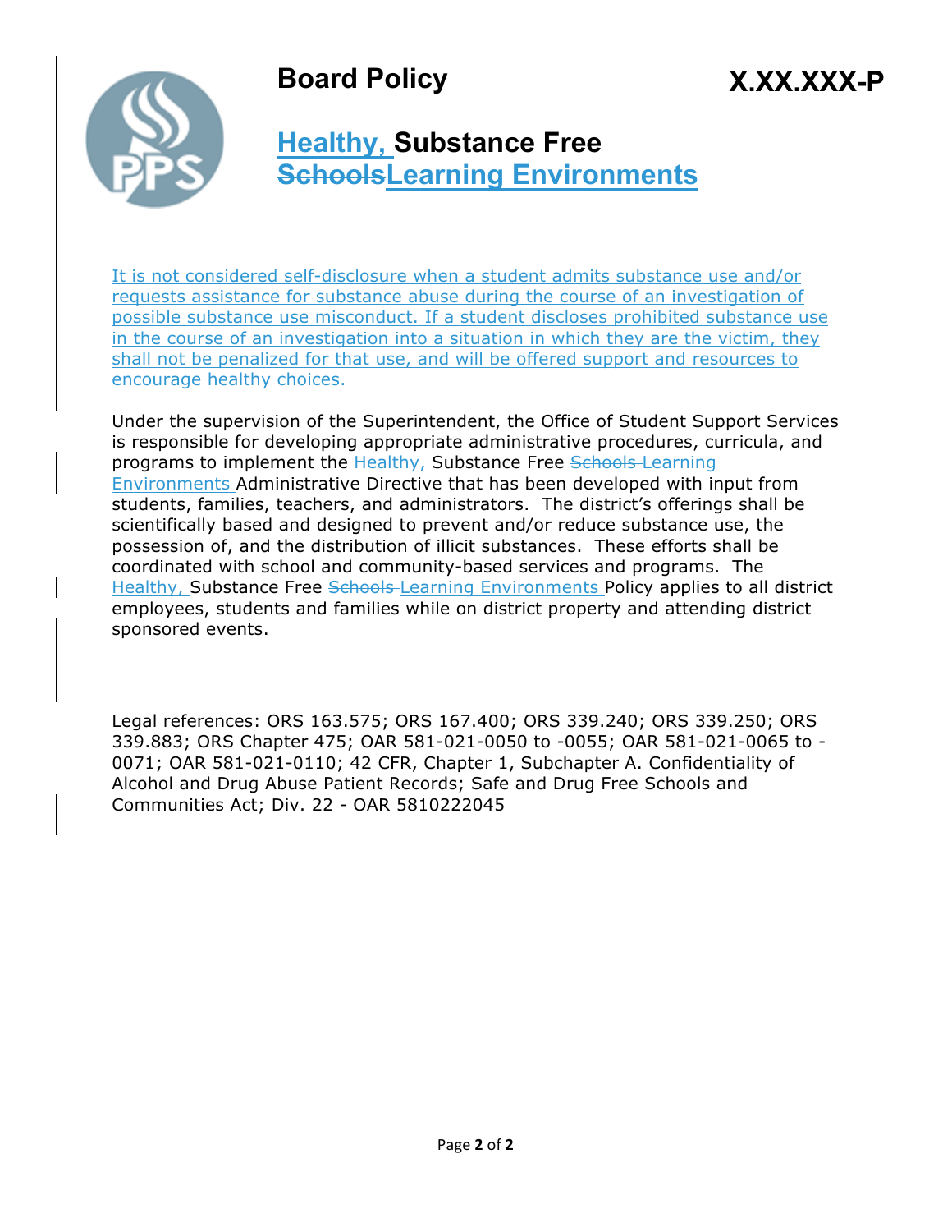# Board Policy

**X.XX.XXX-P**

## Healthy, Substance Free ~~Schools~~Learning Environments

It is not considered self-disclosure when a student admits substance use and/or requests assistance for substance abuse during the course of an investigation of possible substance use misconduct. If a student discloses prohibited substance use in the course of an investigation into a situation in which they are the victim, they shall not be penalized for that use, and will be offered support and resources to encourage healthy choices.

Under the supervision of the Superintendent, the Office of Student Support Services is responsible for developing appropriate administrative procedures, curricula, and programs to implement the Healthy, Substance Free ~~Schools~~ Learning Environments Administrative Directive that has been developed with input from students, families, teachers, and administrators. The district's offerings shall be scientifically based and designed to prevent and/or reduce substance use, the possession of, and the distribution of illicit substances. These efforts shall be coordinated with school and community-based services and programs. The Healthy, Substance Free ~~Schools~~ Learning Environments Policy applies to all district employees, students and families while on district property and attending district sponsored events.

Legal references: ORS 163.575; ORS 167.400; ORS 339.240; ORS 339.250; ORS 339.883; ORS Chapter 475; OAR 581-021-0050 to -0055; OAR 581-021-0065 to -0071; OAR 581-021-0110; 42 CFR, Chapter 1, Subchapter A. Confidentiality of Alcohol and Drug Abuse Patient Records; Safe and Drug Free Schools and Communities Act; Div. 22 - OAR 5810222045